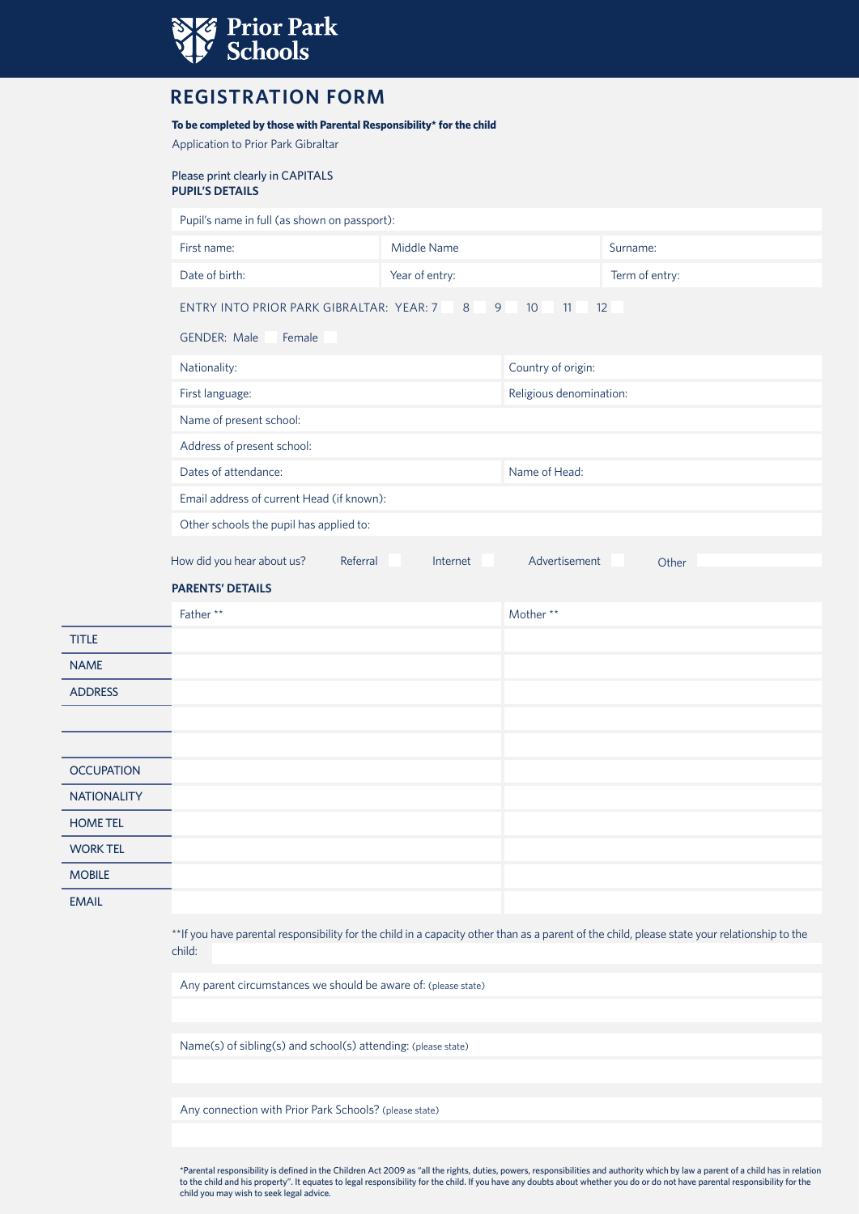Prior Park Schools

# REGISTRATION FORM

**To be completed by those with Parental Responsibility* for the child**

Application to Prior Park Gibraltar

Please print clearly in CAPITALS

**PUPIL'S DETAILS**

Pupil's name in full (as shown on passport):

| | | |
|---|---|---|
| First name: | Middle Name | Surname: |
| Date of birth: | Year of entry: | Term of entry: |

ENTRY INTO PRIOR PARK GIBRALTAR: YEAR: 7 ☐ 8 ☐ 9 ☐ 10 ☐ 11 ☐ 12 ☐

GENDER: Male ☐ Female ☐

| | |
|---|---|
| Nationality: | Country of origin: |
| First language: | Religious denomination: |

Name of present school:

Address of present school:

| | |
|---|---|
| Dates of attendance: | Name of Head: |

Email address of current Head (if known):

Other schools the pupil has applied to:

How did you hear about us? Referral ☐ Internet ☐ Advertisement ☐ Other

**PARENTS' DETAILS**

| | Father ** | Mother ** |
|---|---|---|
| TITLE | | |
| NAME | | |
| ADDRESS | | |
| | | |
| | | |
| OCCUPATION | | |
| NATIONALITY | | |
| HOME TEL | | |
| WORK TEL | | |
| MOBILE | | |
| EMAIL | | |

**If you have parental responsibility for the child in a capacity other than as a parent of the child, please state your relationship to the child:

Any parent circumstances we should be aware of: (please state)

Name(s) of sibling(s) and school(s) attending: (please state)

Any connection with Prior Park Schools? (please state)

*Parental responsibility is defined in the Children Act 2009 as "all the rights, duties, powers, responsibilities and authority which by law a parent of a child has in relation to the child and his property". It equates to legal responsibility for the child. If you have any doubts about whether you do or do not have parental responsibility for the child you may wish to seek legal advice.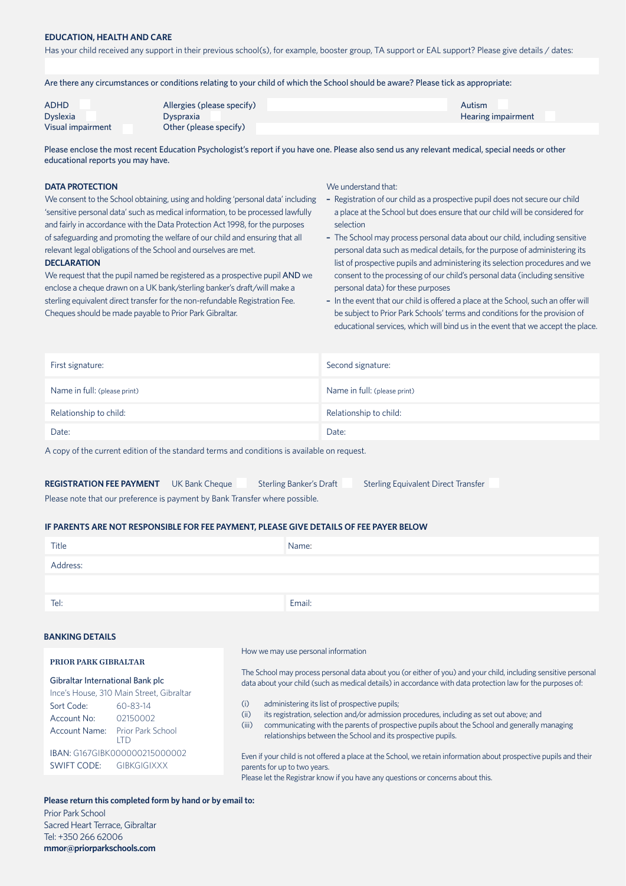## EDUCATION, HEALTH AND CARE

Has your child received any support in their previous school(s), for example, booster group, TA support or EAL support? Please give details / dates:

Are there any circumstances or conditions relating to your child of which the School should be aware? Please tick as appropriate:

| | | | |
|---|---|---|---|
| ADHD | Allergies (please specify) | | Autism |
| Dyslexia | Dyspraxia | | Hearing impairment |
| Visual impairment | Other (please specify) | | |

Please enclose the most recent Education Psychologist's report if you have one. Please also send us any relevant medical, special needs or other educational reports you may have.

## DATA PROTECTION

We consent to the School obtaining, using and holding 'personal data' including 'sensitive personal data' such as medical information, to be processed lawfully and fairly in accordance with the Data Protection Act 1998, for the purposes of safeguarding and promoting the welfare of our child and ensuring that all relevant legal obligations of the School and ourselves are met.

## DECLARATION

We request that the pupil named be registered as a prospective pupil **AND** we enclose a cheque drawn on a UK bank/sterling banker's draft/will make a sterling equivalent direct transfer for the non-refundable Registration Fee. Cheques should be made payable to Prior Park Gibraltar.

We understand that:

- Registration of our child as a prospective pupil does not secure our child a place at the School but does ensure that our child will be considered for selection
- The School may process personal data about our child, including sensitive personal data such as medical details, for the purpose of administering its list of prospective pupils and administering its selection procedures and we consent to the processing of our child's personal data (including sensitive personal data) for these purposes
- In the event that our child is offered a place at the School, such an offer will be subject to Prior Park Schools' terms and conditions for the provision of educational services, which will bind us in the event that we accept the place.

| | |
|---|---|
| First signature: | Second signature: |
| Name in full: (please print) | Name in full: (please print) |
| Relationship to child: | Relationship to child: |
| Date: | Date: |

A copy of the current edition of the standard terms and conditions is available on request.

**REGISTRATION FEE PAYMENT** UK Bank Cheque ☐ Sterling Banker's Draft ☐ Sterling Equivalent Direct Transfer ☐

Please note that our preference is payment by Bank Transfer where possible.

## IF PARENTS ARE NOT RESPONSIBLE FOR FEE PAYMENT, PLEASE GIVE DETAILS OF FEE PAYER BELOW

| | |
|---|---|
| Title | Name: |
| Address: | |
| | |
| Tel: | Email: |

## BANKING DETAILS

**PRIOR PARK GIBRALTAR**

Gibraltar International Bank plc
Ince's House, 310 Main Street, Gibraltar

| | |
|---|---|
| Sort Code: | 60-83-14 |
| Account No: | 02150002 |
| Account Name: | Prior Park School LTD |

IBAN: GI67GIBK000000215000002
SWIFT CODE: GIBKGIGIXXX

How we may use personal information

The School may process personal data about you (or either of you) and your child, including sensitive personal data about your child (such as medical details) in accordance with data protection law for the purposes of:

(i) administering its list of prospective pupils;
(ii) its registration, selection and/or admission procedures, including as set out above; and
(iii) communicating with the parents of prospective pupils about the School and generally managing relationships between the School and its prospective pupils.

Even if your child is not offered a place at the School, we retain information about prospective pupils and their parents for up to two years.
Please let the Registrar know if you have any questions or concerns about this.

**Please return this completed form by hand or by email to:**
Prior Park School
Sacred Heart Terrace, Gibraltar
Tel: +350 266 62006
**mmor@priorparkschools.com**